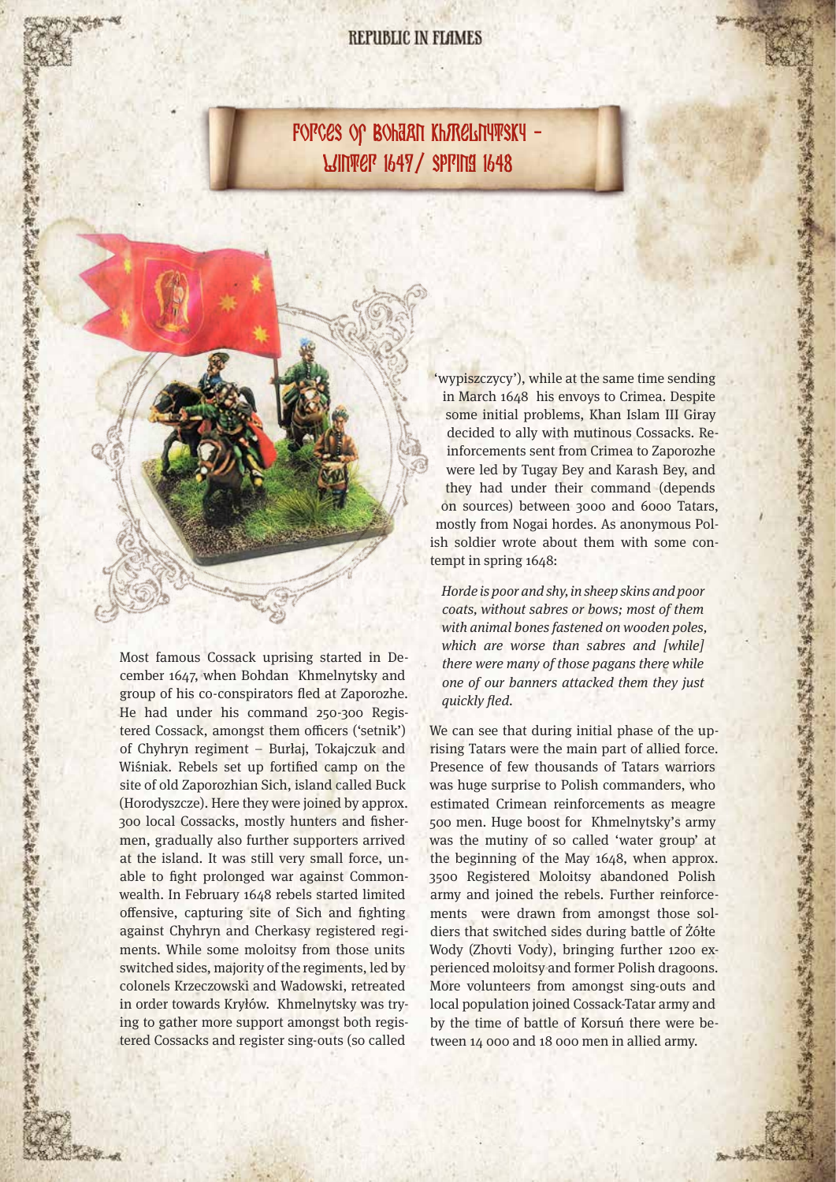# Forces of Bohdan Khmelnytsky – Winter 1647 / Spring 1648

Most famous Cossack uprising started in December 1647, when Bohdan Khmelnytsky and group of his co-conspirators fled at Zaporozhe. He had under his command 250-300 Registered Cossack, amongst them officers ('setnik') of Chyhryn regiment – Burłaj, Tokajczuk and Wiśniak. Rebels set up fortified camp on the site of old Zaporozhian Sich, island called Buck (Horodyszcze). Here they were joined by approx. 300 local Cossacks, mostly hunters and fishermen, gradually also further supporters arrived at the island. It was still very small force, unable to fight prolonged war against Commonwealth. In February 1648 rebels started limited offensive, capturing site of Sich and fighting against Chyhryn and Cherkasy registered regiments. While some moloitsy from those units switched sides, majority of the regiments, led by colonels Krzeczowski and Wadowski, retreated in order towards Kryłów. Khmelnytsky was trying to gather more support amongst both registered Cossacks and register sing-outs (so called 'wypiszczycy'), while at the same time sending in March 1648 his envoys to Crimea. Despite some initial problems, Khan Islam III Giray decided to ally with mutinous Cossacks. Reinforcements sent from Crimea to Zaporozhe were led by Tugay Bey and Karash Bey, and they had under their command (depends on sources) between 3000 and 6000 Tatars, mostly from Nogai hordes. As anonymous Polish soldier wrote about them with some contempt in spring 1648:

*Horde is poor and shy, in sheep skins and poor coats, without sabres or bows; most of them with animal bones fastened on wooden poles, which are worse than sabres and [while] there were many of those pagans there while one of our banners attacked them they just quickly fled.*

We can see that during initial phase of the uprising Tatars were the main part of allied force. Presence of few thousands of Tatars warriors was huge surprise to Polish commanders, who estimated Crimean reinforcements as meagre 500 men. Huge boost for Khmelnytsky's army was the mutiny of so called 'water group' at the beginning of the May 1648, when approx. 3500 Registered Moloitsy abandoned Polish army and joined the rebels. Further reinforcements were drawn from amongst those soldiers that switched sides during battle of Żółte Wody (Zhovti Vody), bringing further 1200 experienced moloitsy and former Polish dragoons. More volunteers from amongst sing-outs and local population joined Cossack-Tatar army and by the time of battle of Korsuń there were between 14 000 and 18 000 men in allied army.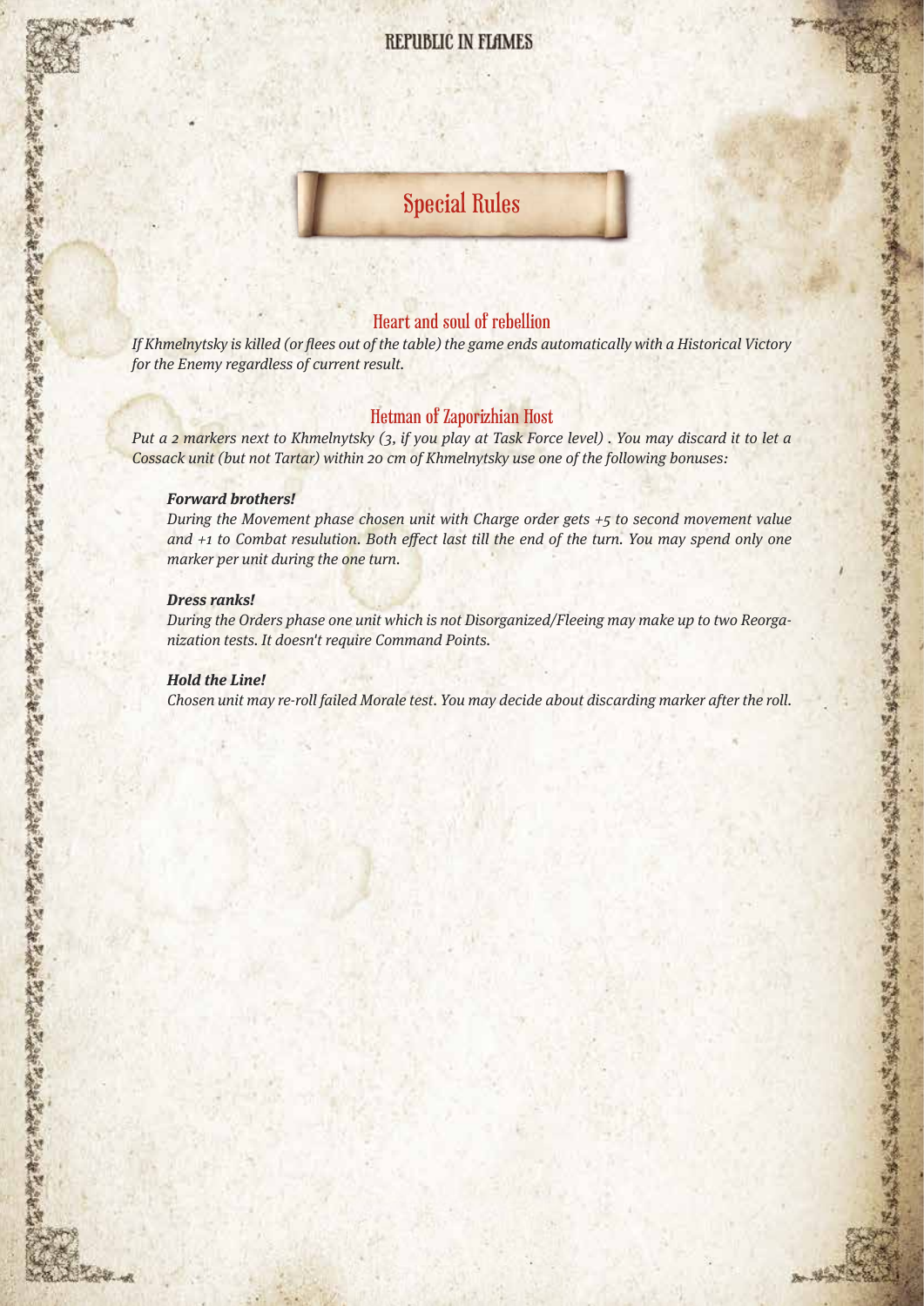# Special Rules

## Heart and soul of rebellion

*If Khmelnytsky is killed (or flees out of the table) the game ends automatically with a Historical Victory for the Enemy regardless of current result.*

## Hetman of Zaporizhian Host

*Put a 2 markers next to Khmelnytsky (3, if you play at Task Force level) . You may discard it to let a Cossack unit (but not Tartar) within 20 cm of Khmelnytsky use one of the following bonuses:*

***Forward brothers!***

*During the Movement phase chosen unit with Charge order gets +5 to second movement value and +1 to Combat resulution. Both effect last till the end of the turn. You may spend only one marker per unit during the one turn.*

***Dress ranks!***

*During the Orders phase one unit which is not Disorganized/Fleeing may make up to two Reorganization tests. It doesn't require Command Points.*

***Hold the Line!***

*Chosen unit may re-roll failed Morale test. You may decide about discarding marker after the roll.*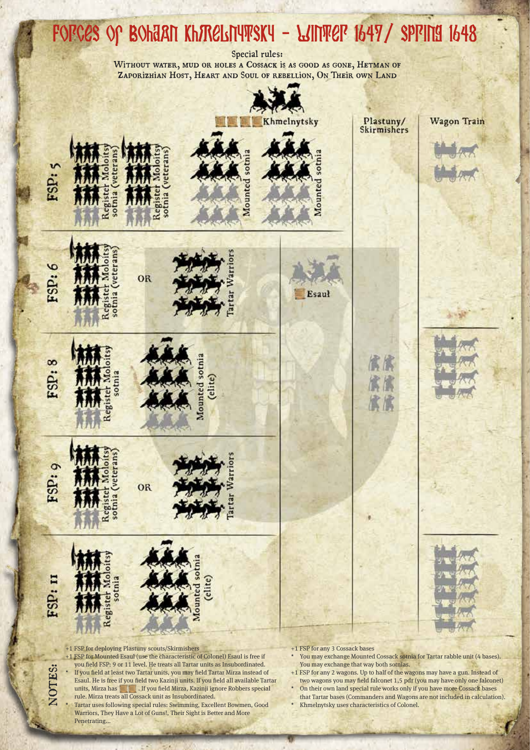# Forces of Bohdan Khmelnytsky – Winter 1647 / Spring 1648

Special rules:

Without water, mud or holes a Cossack is as good as gone, Hetman of Zaporizhian Host, Heart and Soul of rebellion, On Their own Land

| | | | | | Plastuny/ Skirmishers | Wagon Train |
|---|---|---|---|---|---|---|
| | | | Khmelnytsky | | | |
| FSP: 5 | Register Moloitsy sotnia (veterans) | Register Moloitsy sotnia (veterans) | Mounted sotnia | Mounted sotnia | | Wagon Train |
| FSP: 6 | Register Moloitsy sotnia (veterans) | OR | Tartar Warriors | Esauł | | |
| FSP: 8 | Register Moloitsy sotnia | Mounted sotnia (elite) | | | Plastuny/ Skirmishers | Wagon Train |
| FSP: 9 | Register Moloitsy sotnia (veterans) | OR | Tartar Warriors | | | |
| FSP: 11 | Register Moloitsy sotnia | Mounted sotnia (elite) | | | | Wagon Train |

## NOTES:

+1 FSP for deploying Plastuny scouts/Skirmishers

+1 FSP for Mounted Esauł (use the characteristic of Colonel) Esauł is free if you field FSP: 9 or 11 level. He treats all Tartar units as Insubordinated.

- If you field at least two Tartar units, you may field Tartar Mirza instead of Esauł. He is free if you field two Kazinji units. If you field all available Tartar units, Mirza has . If you field Mirza, Kazinji ignore Robbers special rule. Mirza treats all Cossack unit as Insubordinated.
- Tartar uses following special rules: Swimming, Excellent Bowmen, Good Warriors, They Have a Lot of Guns!, Their Sight is Better and More Penetrating...

+1 FSP for any 3 Cossack bases

- You may exchange Mounted Cossack sotnia for Tartar rabble unit (4 bases). You may exchange that way both sotnias.

+1 FSP for any 2 wagons. Up to half of the wagons may have a gun. Instead of two wagons you may field falconet 1,5 pdr (you may have only one falconet)

- On their own land special rule works only if you have more Cossack bases that Tartar bases (Commanders and Wagons are not included in calculation).
- Khmelnytsky uses characteristics of Colonel.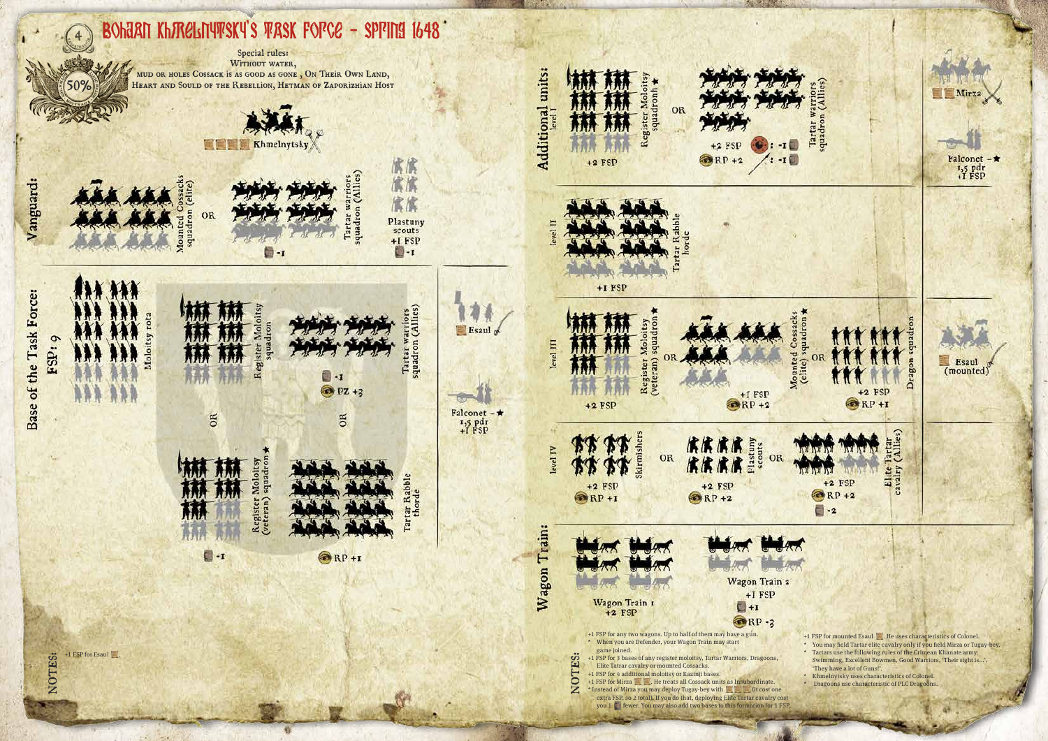# Bohdan Khmelnytsky's Task Force – Spring 1648

4

50%

Special rules:
Without water, mud or holes Cossack is as good as gone, On Their Own Land, Heart and Sould of the Rebellion, Hetman of Zaporizhian Host

Khmelnytsky

## Vanguard:

Mounted Cossacks squadron (elite)

OR

Tartar warriors squadron (Allies)
-1

Plastuny scouts
+1 FSP
-1

## Base of the Task Force:

FSP: 9

Moloitsy rota

Register Moloitsy squadron

OR

Register Moloitsy (veteran) squadron ★
-1

Tartar warriors squadron (Allies)
-1
PZ +3

OR

Tartar Rabble thorde
RP +1

Esaul

Falconet – ★
1,5 pdr
+1 FSP

NOTES: +1 FSP for Esaul.

## Additional units:

level I

Register Moloitsy squadron ★
+2 FSP

OR

Tartar warriors squadron (Allies)
+2 FSP
RP +2
: -1
: -1

level II

Tartar Rabble horde
+1 FSP

level III

Register Moloitsy (veteran) squadron ★
+2 FSP

OR

Mounted Cossacks (elite) squadron ★
+1 FSP
RP +2

OR

Dragon squadron
+2 FSP
RP +1

level IV

Skirmishers
+2 FSP
RP +1

OR

Plastuny scouts
+2 FSP
RP +2

OR

Elite Tartar cavalry (Allies)
+2 FSP
RP +2
-2

Mirza

Falconet – ★
1,5 pdr
+1 FSP

Esaul (mounted)

## Wagon Train:

Wagon Train 1
+2 FSP

Wagon Train 2
+1 FSP
+1
RP -3

NOTES:

+1 FSP for any two wagons. Up to half of them may have a gun.

- When you are Defender, your Wagon Train may start game joined.

+1 FSP for 3 bases of any register moloitsy, Tartar Warriors, Dragoons, Elite Tatrar cavalry or mounted Cossacks.

+1 FSP for 4 additional moloitsy or Kazinji bases.

+1 FSP for Mirza. He treats all Cossack units as Insubordinate.

* Instead of Mirza you may deploy Tugay-bey with (it cost one extra FSP, so 2 total). If you do that, deploying Elite Tartar cavalry cost you 1 fewer. You may also add two bases to this formation for 1 FSP.

+1 FSP for mounted Esaul. He uses characteristics of Colonel.

- You may field Tartar elite cavalry only if you field Mirza or Tugay-bey.
- Tartars use the following rules of the Crimean Khanate army: Swimming, Excellent Bowmen, Good Warriors, 'Their sight is...', 'They have a lot of Guns!'.
- Khmelnytsky uses characteristics of Colonel.
- Dragoons use characteristic of PLC Dragoons.